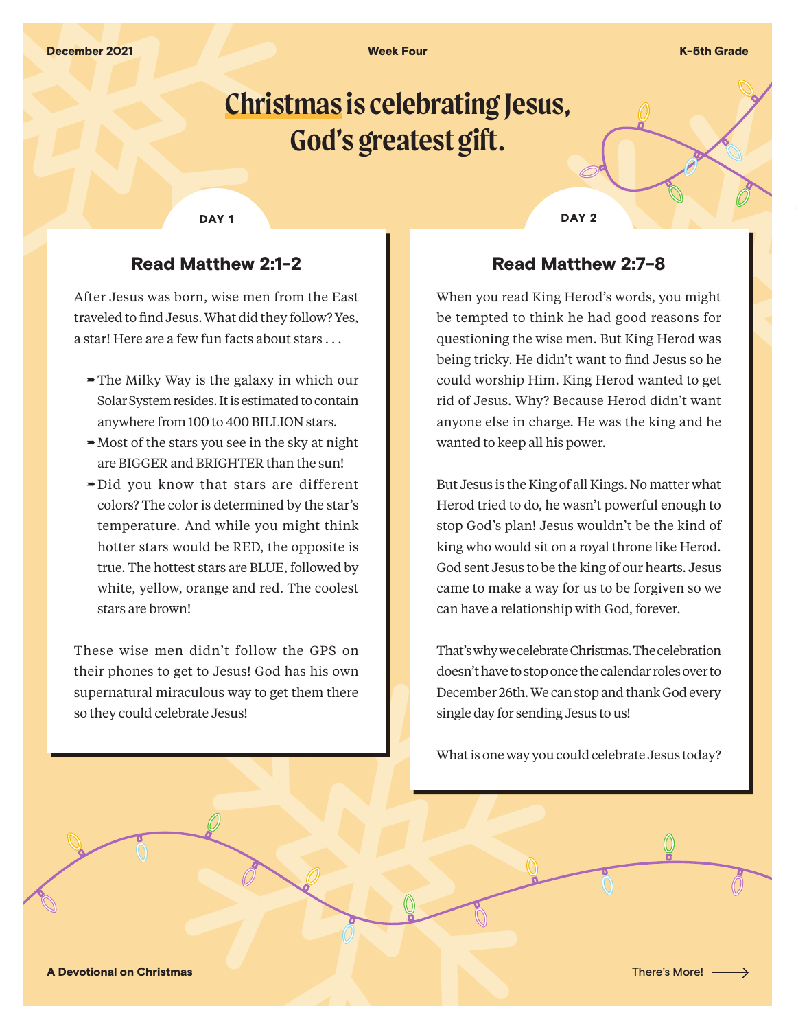# Christmas is celebrating Jesus, God's greatest gift.

## DAY 1

### Read Matthew 2:1-2

After Jesus was born, wise men from the East traveled to find Jesus. What did they follow? Yes, a star! Here are a few fun facts about stars . . .

- The Milky Way is the galaxy in which our Solar System resides. It is estimated to contain anywhere from 100 to 400 BILLION stars.
- Most of the stars you see in the sky at night are BIGGER and BRIGHTER than the sun!
- Did you know that stars are different colors? The color is determined by the star's temperature. And while you might think hotter stars would be RED, the opposite is true. The hottest stars are BLUE, followed by white, yellow, orange and red. The coolest stars are brown!

These wise men didn't follow the GPS on their phones to get to Jesus! God has his own supernatural miraculous way to get them there so they could celebrate Jesus!

## DAY 2

### Read Matthew 2:7-8

When you read King Herod's words, you might be tempted to think he had good reasons for questioning the wise men. But King Herod was being tricky. He didn't want to find Jesus so he could worship Him. King Herod wanted to get rid of Jesus. Why? Because Herod didn't want anyone else in charge. He was the king and he wanted to keep all his power.

But Jesus is the King of all Kings. No matter what Herod tried to do, he wasn't powerful enough to stop God's plan! Jesus wouldn't be the kind of king who would sit on a royal throne like Herod. God sent Jesus to be the king of our hearts. Jesus came to make a way for us to be forgiven so we can have a relationship with God, forever.

That's why we celebrate Christmas. The celebration doesn't have to stop once the calendar roles over to December 26th. We can stop and thank God every single day for sending Jesus to us!

What is one way you could celebrate Jesus today?

There's More!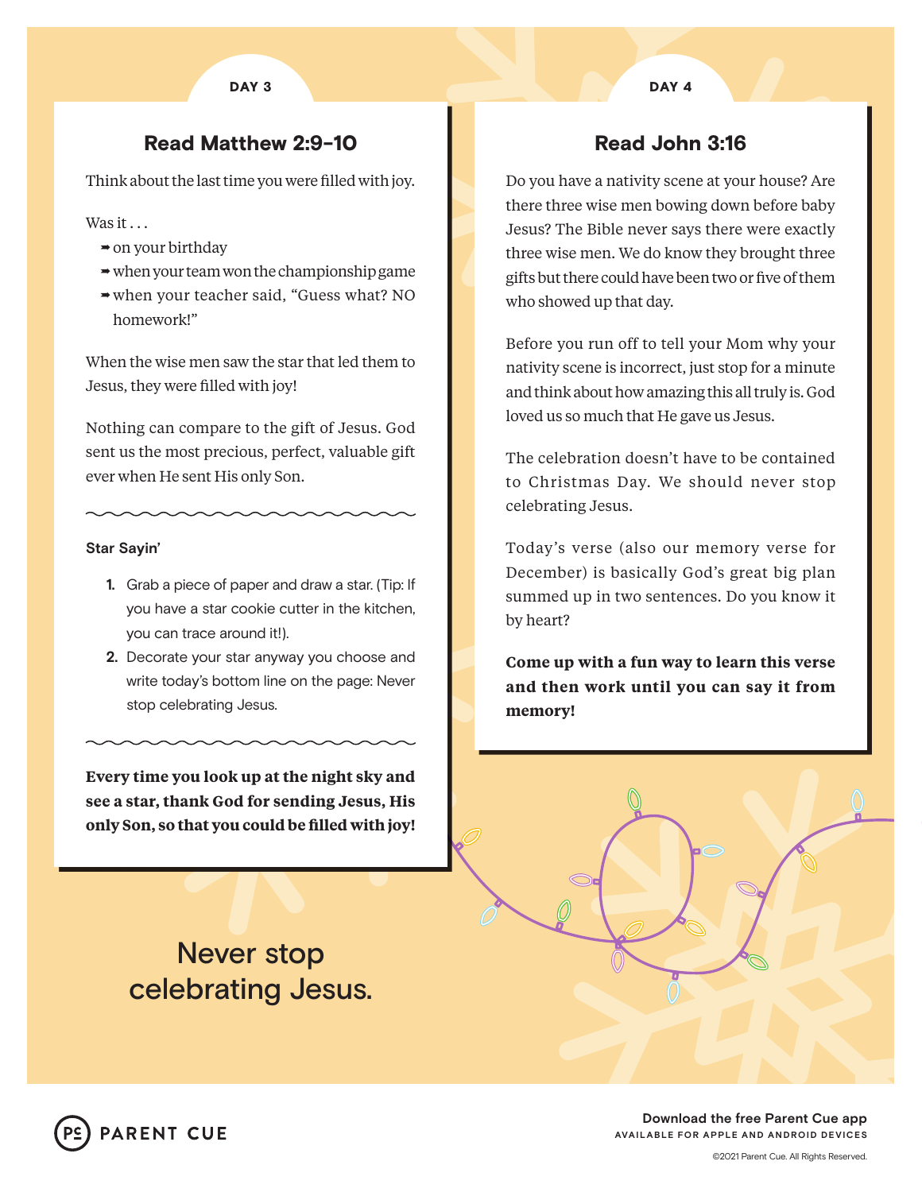DAY 3

## Read Matthew 2:9-10

Think about the last time you were filled with joy.

Was it . . .

- on your birthday
- when your team won the championship game
- when your teacher said, "Guess what? NO homework!"

When the wise men saw the star that led them to Jesus, they were filled with joy!

Nothing can compare to the gift of Jesus. God sent us the most precious, perfect, valuable gift ever when He sent His only Son.

### Star Sayin'

1. Grab a piece of paper and draw a star. (Tip: If you have a star cookie cutter in the kitchen, you can trace around it!).
2. Decorate your star anyway you choose and write today's bottom line on the page: Never stop celebrating Jesus.

**Every time you look up at the night sky and see a star, thank God for sending Jesus, His only Son, so that you could be filled with joy!**

DAY 4

## Read John 3:16

Do you have a nativity scene at your house? Are there three wise men bowing down before baby Jesus? The Bible never says there were exactly three wise men. We do know they brought three gifts but there could have been two or five of them who showed up that day.

Before you run off to tell your Mom why your nativity scene is incorrect, just stop for a minute and think about how amazing this all truly is. God loved us so much that He gave us Jesus.

The celebration doesn't have to be contained to Christmas Day. We should never stop celebrating Jesus.

Today's verse (also our memory verse for December) is basically God's great big plan summed up in two sentences. Do you know it by heart?

**Come up with a fun way to learn this verse and then work until you can say it from memory!**

Never stop celebrating Jesus.

PARENT CUE

Download the free Parent Cue app
AVAILABLE FOR APPLE AND ANDROID DEVICES

©2021 Parent Cue. All Rights Reserved.